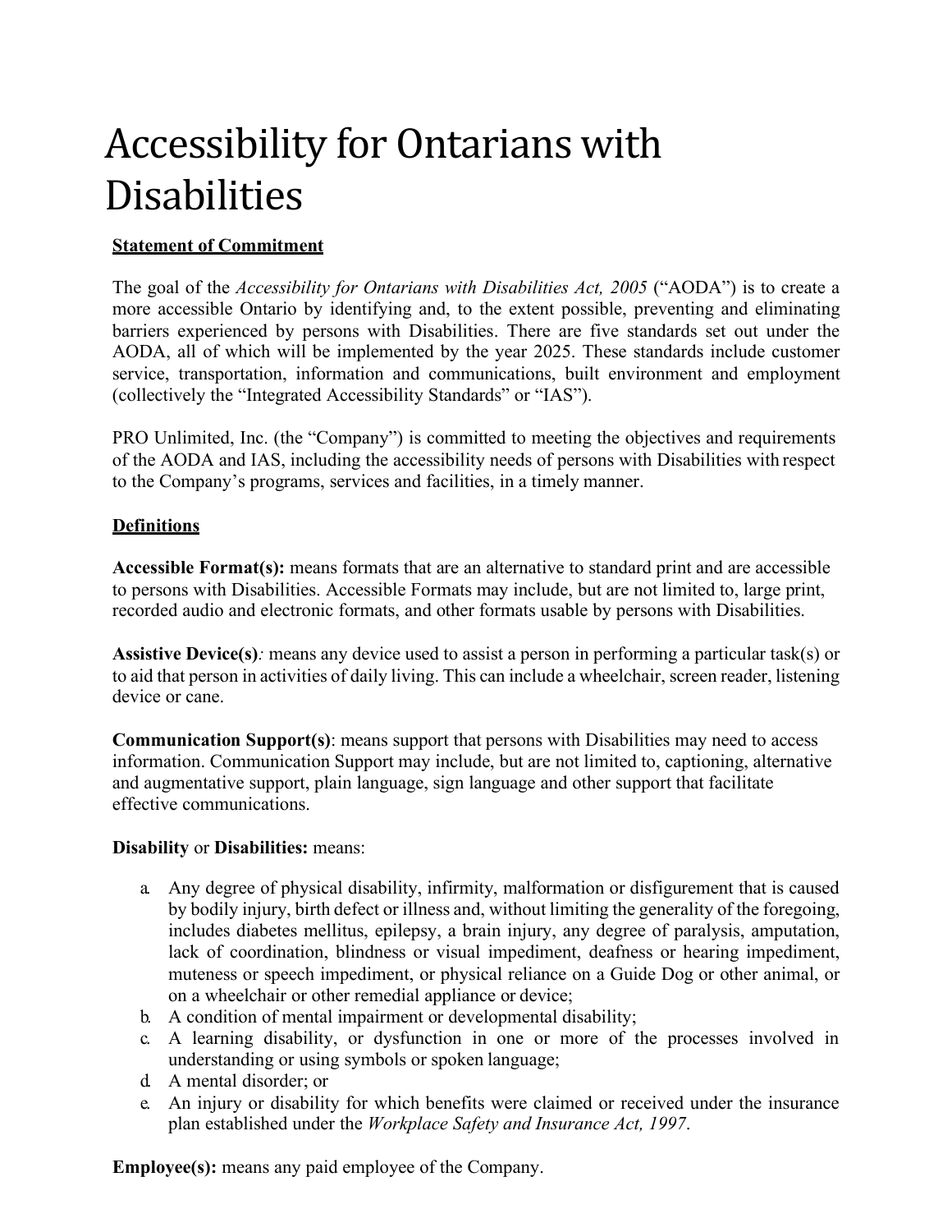# Accessibility for Ontarians with Disabilities

**Statement of Commitment**

The goal of the *Accessibility for Ontarians with Disabilities Act, 2005* ("AODA") is to create a more accessible Ontario by identifying and, to the extent possible, preventing and eliminating barriers experienced by persons with Disabilities. There are five standards set out under the AODA, all of which will be implemented by the year 2025. These standards include customer service, transportation, information and communications, built environment and employment (collectively the "Integrated Accessibility Standards" or "IAS").

PRO Unlimited, Inc. (the "Company") is committed to meeting the objectives and requirements of the AODA and IAS, including the accessibility needs of persons with Disabilities with respect to the Company's programs, services and facilities, in a timely manner.

**Definitions**

**Accessible Format(s):** means formats that are an alternative to standard print and are accessible to persons with Disabilities. Accessible Formats may include, but are not limited to, large print, recorded audio and electronic formats, and other formats usable by persons with Disabilities.

**Assistive Device(s)***:* means any device used to assist a person in performing a particular task(s) or to aid that person in activities of daily living. This can include a wheelchair, screen reader, listening device or cane.

**Communication Support(s)**: means support that persons with Disabilities may need to access information. Communication Support may include, but are not limited to, captioning, alternative and augmentative support, plain language, sign language and other support that facilitate effective communications.

**Disability** or **Disabilities:** means:

a. Any degree of physical disability, infirmity, malformation or disfigurement that is caused by bodily injury, birth defect or illness and, without limiting the generality of the foregoing, includes diabetes mellitus, epilepsy, a brain injury, any degree of paralysis, amputation, lack of coordination, blindness or visual impediment, deafness or hearing impediment, muteness or speech impediment, or physical reliance on a Guide Dog or other animal, or on a wheelchair or other remedial appliance or device;
b. A condition of mental impairment or developmental disability;
c. A learning disability, or dysfunction in one or more of the processes involved in understanding or using symbols or spoken language;
d. A mental disorder; or
e. An injury or disability for which benefits were claimed or received under the insurance plan established under the *Workplace Safety and Insurance Act, 1997*.

**Employee(s):** means any paid employee of the Company.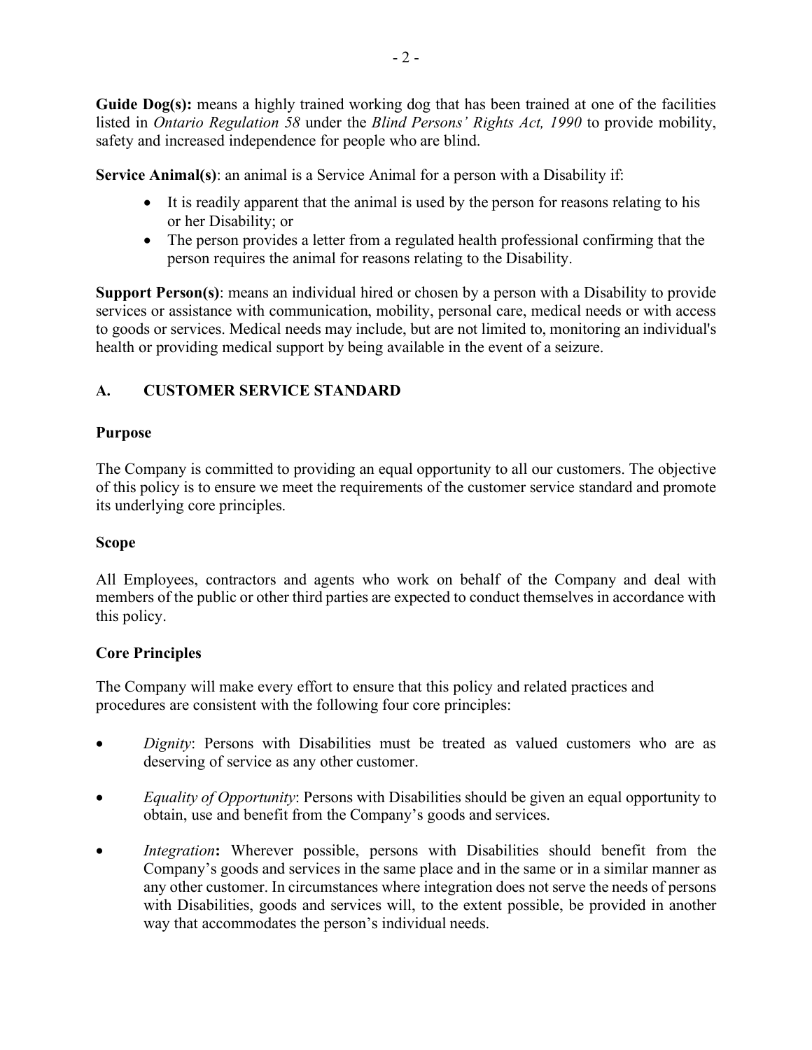**Guide Dog(s):** means a highly trained working dog that has been trained at one of the facilities listed in *Ontario Regulation 58* under the *Blind Persons' Rights Act, 1990* to provide mobility, safety and increased independence for people who are blind.

**Service Animal(s)**: an animal is a Service Animal for a person with a Disability if:

- It is readily apparent that the animal is used by the person for reasons relating to his or her Disability; or
- The person provides a letter from a regulated health professional confirming that the person requires the animal for reasons relating to the Disability.

**Support Person(s)**: means an individual hired or chosen by a person with a Disability to provide services or assistance with communication, mobility, personal care, medical needs or with access to goods or services. Medical needs may include, but are not limited to, monitoring an individual's health or providing medical support by being available in the event of a seizure.

## A. CUSTOMER SERVICE STANDARD

### Purpose

The Company is committed to providing an equal opportunity to all our customers. The objective of this policy is to ensure we meet the requirements of the customer service standard and promote its underlying core principles.

### Scope

All Employees, contractors and agents who work on behalf of the Company and deal with members of the public or other third parties are expected to conduct themselves in accordance with this policy.

### Core Principles

The Company will make every effort to ensure that this policy and related practices and procedures are consistent with the following four core principles:

- *Dignity*: Persons with Disabilities must be treated as valued customers who are as deserving of service as any other customer.
- *Equality of Opportunity*: Persons with Disabilities should be given an equal opportunity to obtain, use and benefit from the Company's goods and services.
- *Integration***:** Wherever possible, persons with Disabilities should benefit from the Company's goods and services in the same place and in the same or in a similar manner as any other customer. In circumstances where integration does not serve the needs of persons with Disabilities, goods and services will, to the extent possible, be provided in another way that accommodates the person's individual needs.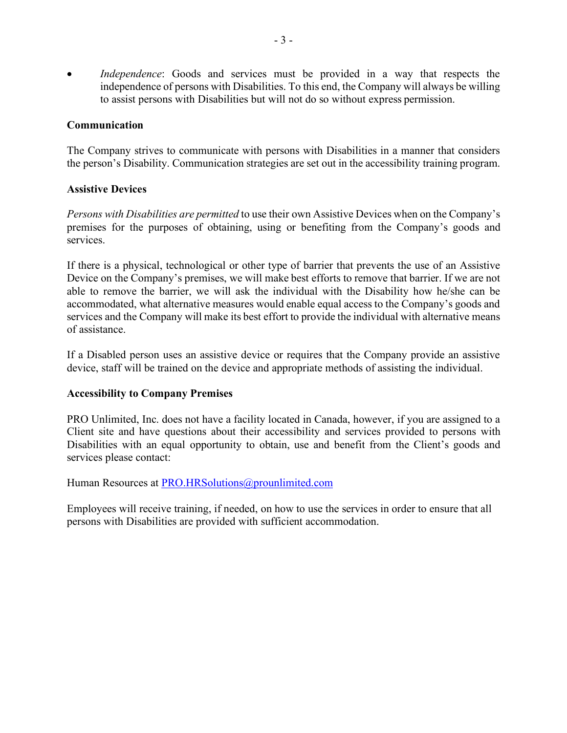- *Independence*: Goods and services must be provided in a way that respects the independence of persons with Disabilities. To this end, the Company will always be willing to assist persons with Disabilities but will not do so without express permission.

**Communication**

The Company strives to communicate with persons with Disabilities in a manner that considers the person's Disability. Communication strategies are set out in the accessibility training program.

**Assistive Devices**

*Persons with Disabilities are permitted* to use their own Assistive Devices when on the Company's premises for the purposes of obtaining, using or benefiting from the Company's goods and services.

If there is a physical, technological or other type of barrier that prevents the use of an Assistive Device on the Company's premises, we will make best efforts to remove that barrier. If we are not able to remove the barrier, we will ask the individual with the Disability how he/she can be accommodated, what alternative measures would enable equal access to the Company's goods and services and the Company will make its best effort to provide the individual with alternative means of assistance.

If a Disabled person uses an assistive device or requires that the Company provide an assistive device, staff will be trained on the device and appropriate methods of assisting the individual.

**Accessibility to Company Premises**

PRO Unlimited, Inc. does not have a facility located in Canada, however, if you are assigned to a Client site and have questions about their accessibility and services provided to persons with Disabilities with an equal opportunity to obtain, use and benefit from the Client's goods and services please contact:

Human Resources at [PRO.HRSolutions@prounlimited.com](mailto:PRO.HRSolutions@prounlimited.com)

Employees will receive training, if needed, on how to use the services in order to ensure that all persons with Disabilities are provided with sufficient accommodation.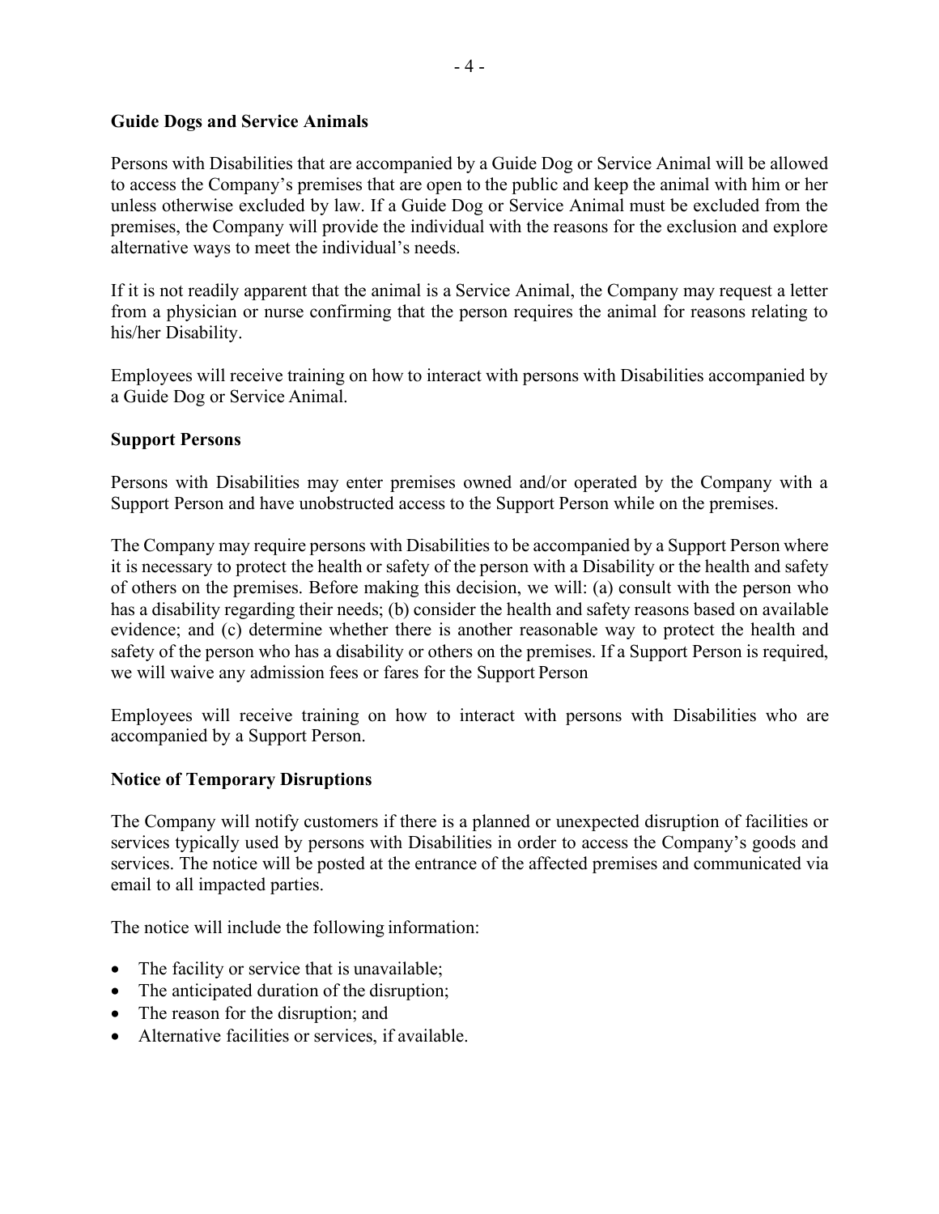**Guide Dogs and Service Animals**

Persons with Disabilities that are accompanied by a Guide Dog or Service Animal will be allowed to access the Company's premises that are open to the public and keep the animal with him or her unless otherwise excluded by law. If a Guide Dog or Service Animal must be excluded from the premises, the Company will provide the individual with the reasons for the exclusion and explore alternative ways to meet the individual's needs.

If it is not readily apparent that the animal is a Service Animal, the Company may request a letter from a physician or nurse confirming that the person requires the animal for reasons relating to his/her Disability.

Employees will receive training on how to interact with persons with Disabilities accompanied by a Guide Dog or Service Animal.

**Support Persons**

Persons with Disabilities may enter premises owned and/or operated by the Company with a Support Person and have unobstructed access to the Support Person while on the premises.

The Company may require persons with Disabilities to be accompanied by a Support Person where it is necessary to protect the health or safety of the person with a Disability or the health and safety of others on the premises. Before making this decision, we will: (a) consult with the person who has a disability regarding their needs; (b) consider the health and safety reasons based on available evidence; and (c) determine whether there is another reasonable way to protect the health and safety of the person who has a disability or others on the premises. If a Support Person is required, we will waive any admission fees or fares for the Support Person

Employees will receive training on how to interact with persons with Disabilities who are accompanied by a Support Person.

**Notice of Temporary Disruptions**

The Company will notify customers if there is a planned or unexpected disruption of facilities or services typically used by persons with Disabilities in order to access the Company's goods and services. The notice will be posted at the entrance of the affected premises and communicated via email to all impacted parties.

The notice will include the following information:

- The facility or service that is unavailable;
- The anticipated duration of the disruption;
- The reason for the disruption; and
- Alternative facilities or services, if available.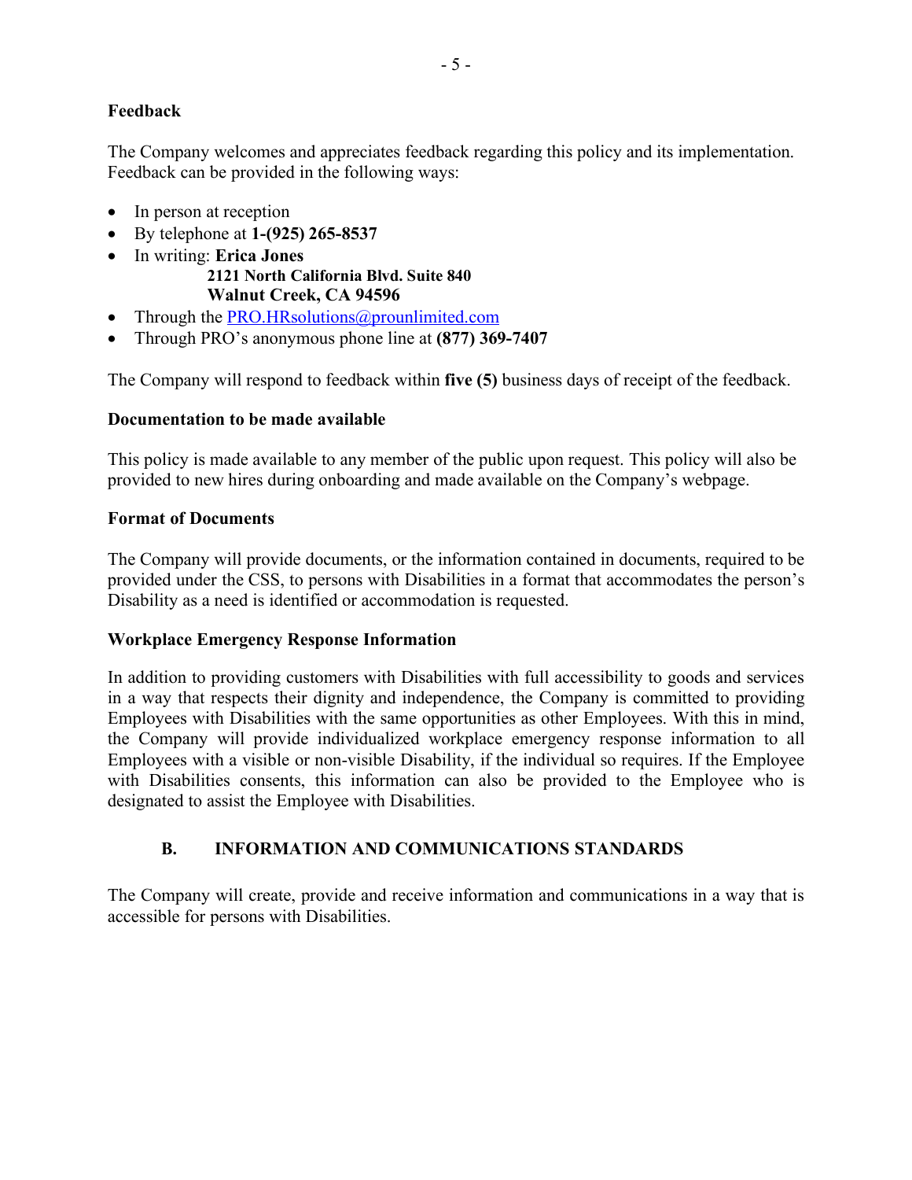**Feedback**

The Company welcomes and appreciates feedback regarding this policy and its implementation. Feedback can be provided in the following ways:

- In person at reception
- By telephone at **1-(925) 265-8537**
- In writing: **Erica Jones**
  **2121 North California Blvd. Suite 840**
  **Walnut Creek, CA 94596**
- Through the [PRO.HRsolutions@prounlimited.com](mailto:PRO.HRsolutions@prounlimited.com)
- Through PRO's anonymous phone line at **(877) 369-7407**

The Company will respond to feedback within **five (5)** business days of receipt of the feedback.

**Documentation to be made available**

This policy is made available to any member of the public upon request. This policy will also be provided to new hires during onboarding and made available on the Company's webpage.

**Format of Documents**

The Company will provide documents, or the information contained in documents, required to be provided under the CSS, to persons with Disabilities in a format that accommodates the person's Disability as a need is identified or accommodation is requested.

**Workplace Emergency Response Information**

In addition to providing customers with Disabilities with full accessibility to goods and services in a way that respects their dignity and independence, the Company is committed to providing Employees with Disabilities with the same opportunities as other Employees. With this in mind, the Company will provide individualized workplace emergency response information to all Employees with a visible or non-visible Disability, if the individual so requires. If the Employee with Disabilities consents, this information can also be provided to the Employee who is designated to assist the Employee with Disabilities.

## B. INFORMATION AND COMMUNICATIONS STANDARDS

The Company will create, provide and receive information and communications in a way that is accessible for persons with Disabilities.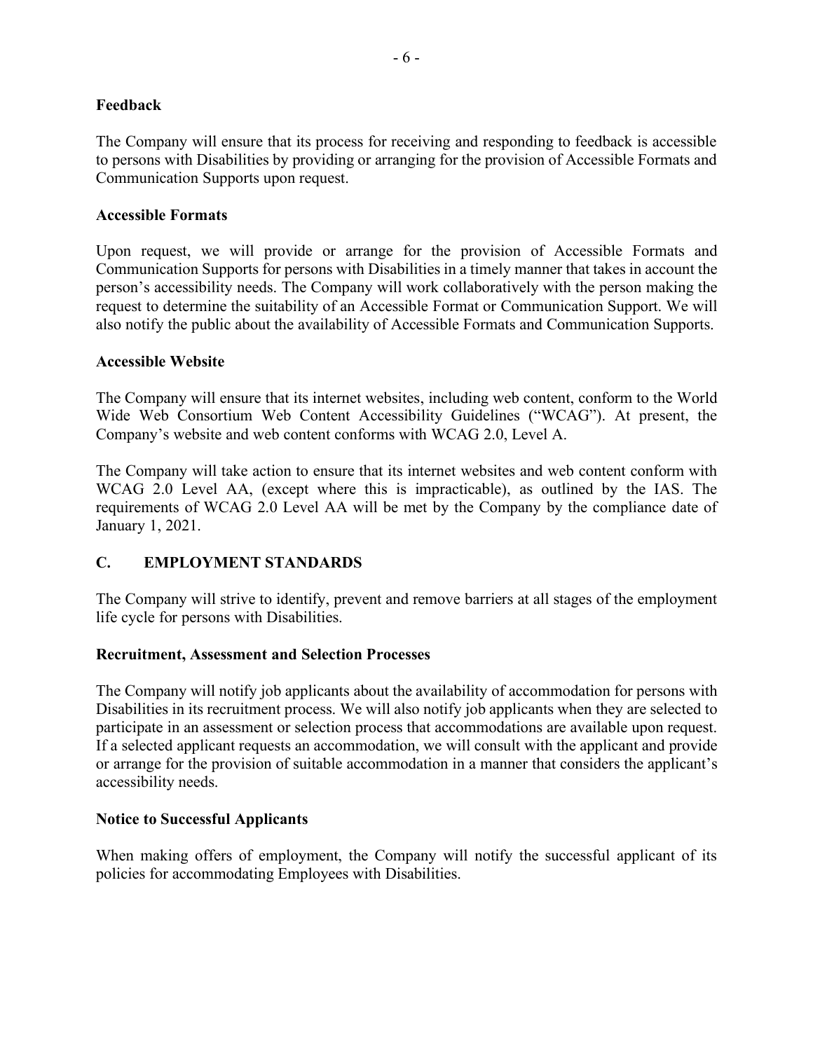**Feedback**

The Company will ensure that its process for receiving and responding to feedback is accessible to persons with Disabilities by providing or arranging for the provision of Accessible Formats and Communication Supports upon request.

**Accessible Formats**

Upon request, we will provide or arrange for the provision of Accessible Formats and Communication Supports for persons with Disabilities in a timely manner that takes in account the person's accessibility needs. The Company will work collaboratively with the person making the request to determine the suitability of an Accessible Format or Communication Support. We will also notify the public about the availability of Accessible Formats and Communication Supports.

**Accessible Website**

The Company will ensure that its internet websites, including web content, conform to the World Wide Web Consortium Web Content Accessibility Guidelines ("WCAG"). At present, the Company's website and web content conforms with WCAG 2.0, Level A.

The Company will take action to ensure that its internet websites and web content conform with WCAG 2.0 Level AA, (except where this is impracticable), as outlined by the IAS. The requirements of WCAG 2.0 Level AA will be met by the Company by the compliance date of January 1, 2021.

## C. EMPLOYMENT STANDARDS

The Company will strive to identify, prevent and remove barriers at all stages of the employment life cycle for persons with Disabilities.

**Recruitment, Assessment and Selection Processes**

The Company will notify job applicants about the availability of accommodation for persons with Disabilities in its recruitment process. We will also notify job applicants when they are selected to participate in an assessment or selection process that accommodations are available upon request. If a selected applicant requests an accommodation, we will consult with the applicant and provide or arrange for the provision of suitable accommodation in a manner that considers the applicant's accessibility needs.

**Notice to Successful Applicants**

When making offers of employment, the Company will notify the successful applicant of its policies for accommodating Employees with Disabilities.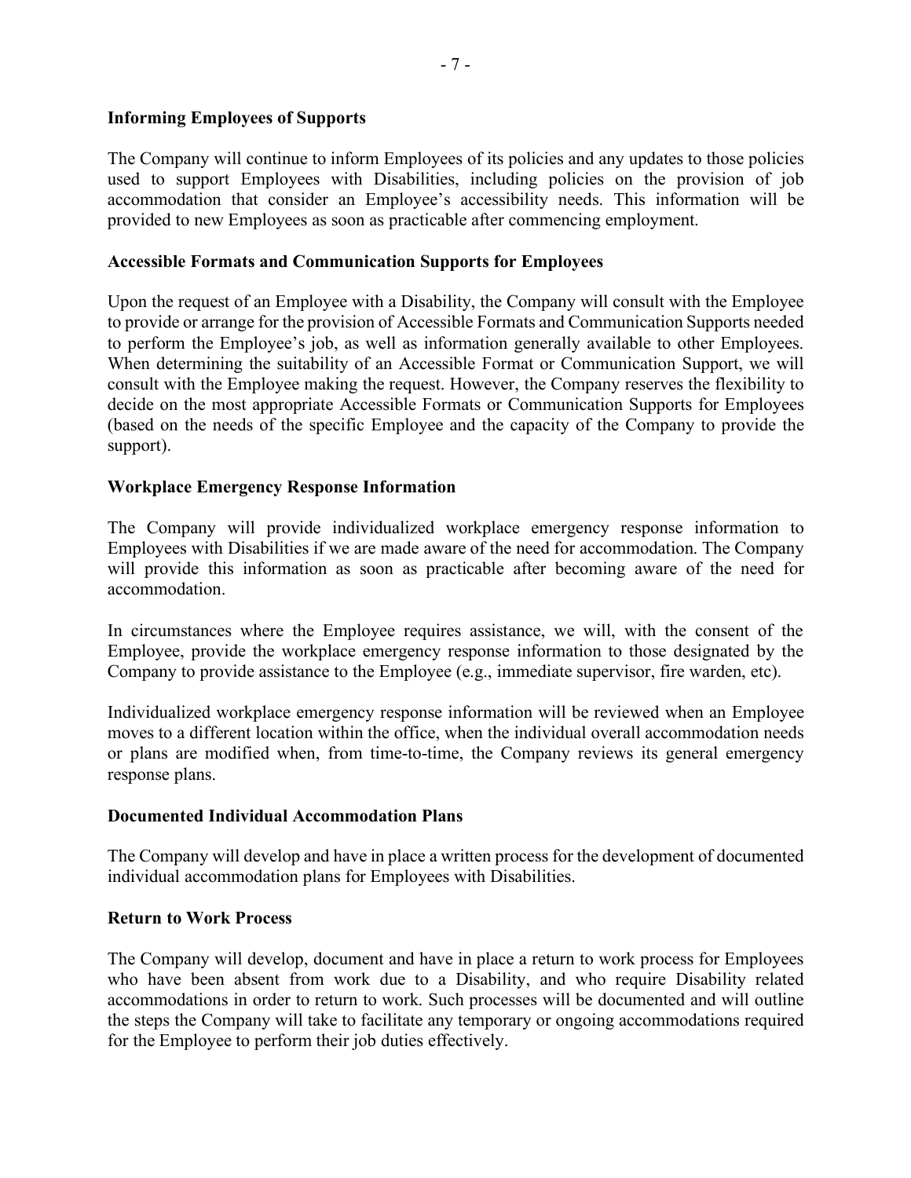### Informing Employees of Supports

The Company will continue to inform Employees of its policies and any updates to those policies used to support Employees with Disabilities, including policies on the provision of job accommodation that consider an Employee's accessibility needs. This information will be provided to new Employees as soon as practicable after commencing employment.

### Accessible Formats and Communication Supports for Employees

Upon the request of an Employee with a Disability, the Company will consult with the Employee to provide or arrange for the provision of Accessible Formats and Communication Supports needed to perform the Employee's job, as well as information generally available to other Employees. When determining the suitability of an Accessible Format or Communication Support, we will consult with the Employee making the request. However, the Company reserves the flexibility to decide on the most appropriate Accessible Formats or Communication Supports for Employees (based on the needs of the specific Employee and the capacity of the Company to provide the support).

### Workplace Emergency Response Information

The Company will provide individualized workplace emergency response information to Employees with Disabilities if we are made aware of the need for accommodation. The Company will provide this information as soon as practicable after becoming aware of the need for accommodation.

In circumstances where the Employee requires assistance, we will, with the consent of the Employee, provide the workplace emergency response information to those designated by the Company to provide assistance to the Employee (e.g., immediate supervisor, fire warden, etc).

Individualized workplace emergency response information will be reviewed when an Employee moves to a different location within the office, when the individual overall accommodation needs or plans are modified when, from time-to-time, the Company reviews its general emergency response plans.

### Documented Individual Accommodation Plans

The Company will develop and have in place a written process for the development of documented individual accommodation plans for Employees with Disabilities.

### Return to Work Process

The Company will develop, document and have in place a return to work process for Employees who have been absent from work due to a Disability, and who require Disability related accommodations in order to return to work. Such processes will be documented and will outline the steps the Company will take to facilitate any temporary or ongoing accommodations required for the Employee to perform their job duties effectively.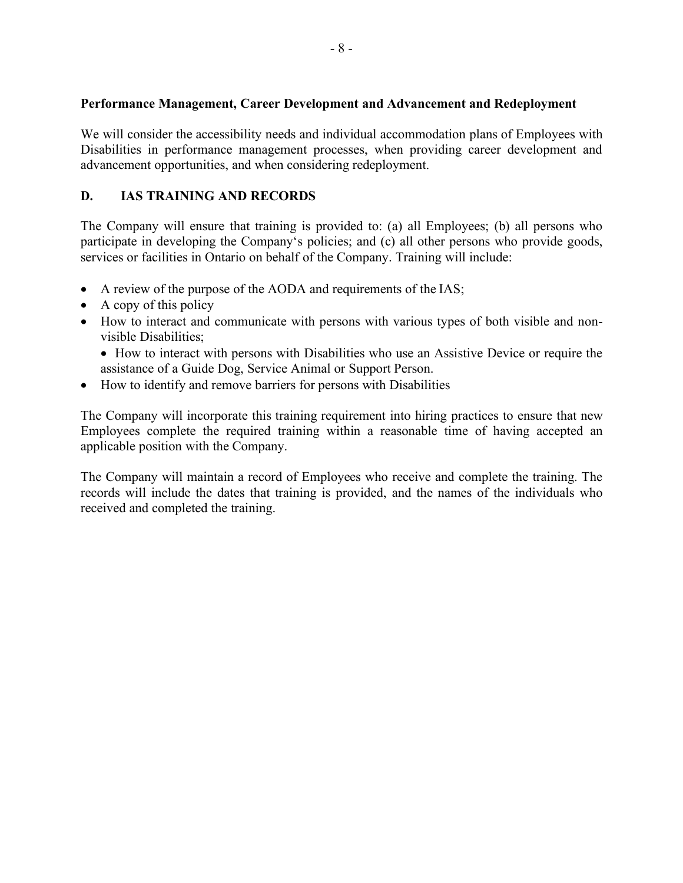### Performance Management, Career Development and Advancement and Redeployment

We will consider the accessibility needs and individual accommodation plans of Employees with Disabilities in performance management processes, when providing career development and advancement opportunities, and when considering redeployment.

## D. IAS TRAINING AND RECORDS

The Company will ensure that training is provided to: (a) all Employees; (b) all persons who participate in developing the Company's policies; and (c) all other persons who provide goods, services or facilities in Ontario on behalf of the Company. Training will include:

- A review of the purpose of the AODA and requirements of the IAS;
- A copy of this policy
- How to interact and communicate with persons with various types of both visible and non-visible Disabilities;
  - How to interact with persons with Disabilities who use an Assistive Device or require the assistance of a Guide Dog, Service Animal or Support Person.
- How to identify and remove barriers for persons with Disabilities

The Company will incorporate this training requirement into hiring practices to ensure that new Employees complete the required training within a reasonable time of having accepted an applicable position with the Company.

The Company will maintain a record of Employees who receive and complete the training. The records will include the dates that training is provided, and the names of the individuals who received and completed the training.